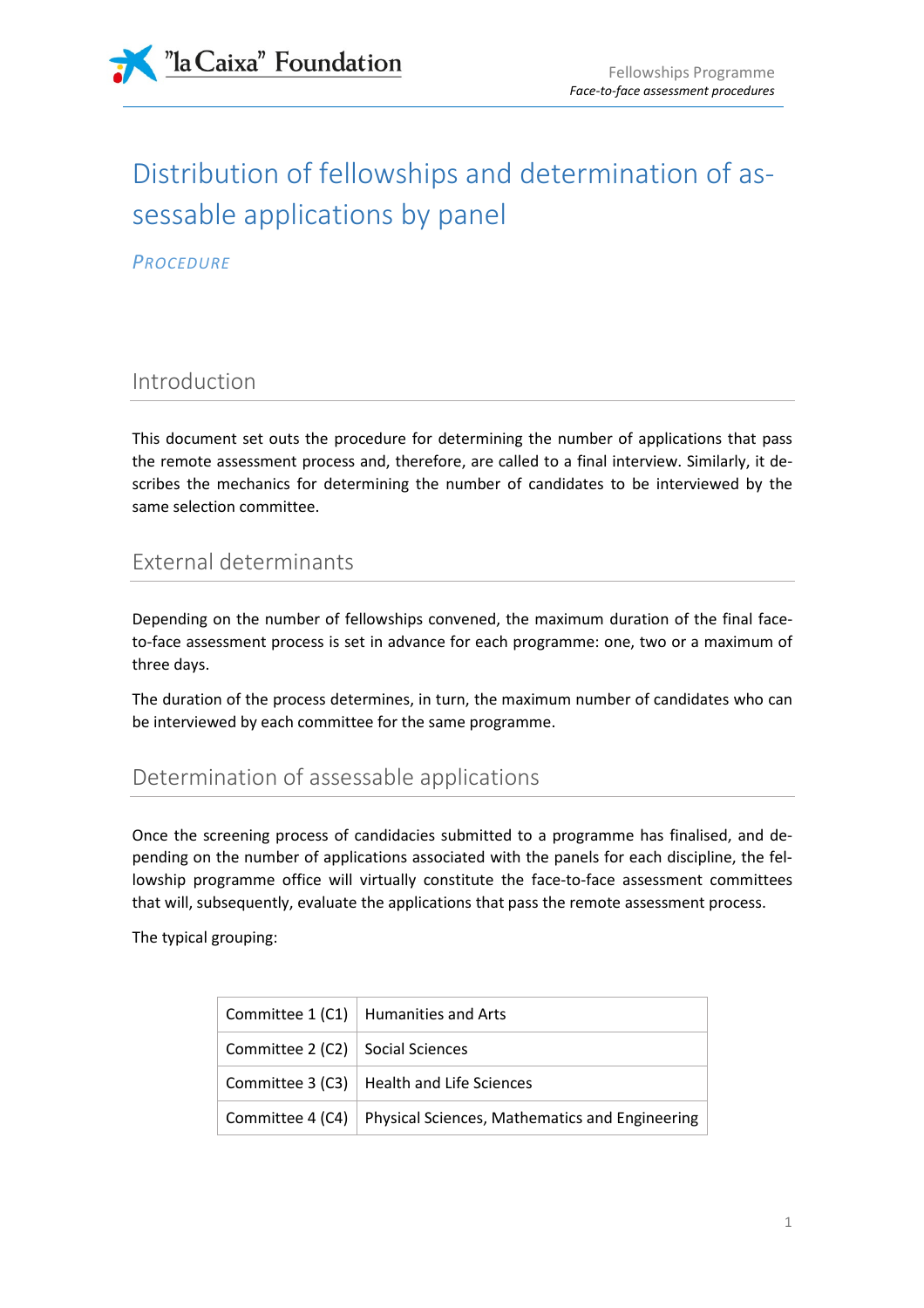# Distribution of fellowships and determination of assessable applications by panel

*PROCEDURE*

## Introduction

This document set outs the procedure for determining the number of applications that pass the remote assessment process and, therefore, are called to a final interview. Similarly, it describes the mechanics for determining the number of candidates to be interviewed by the same selection committee.

## External determinants

Depending on the number of fellowships convened, the maximum duration of the final face-to-face assessment process is set in advance for each programme: one, two or a maximum of three days.

The duration of the process determines, in turn, the maximum number of candidates who can be interviewed by each committee for the same programme.

## Determination of assessable applications

Once the screening process of candidacies submitted to a programme has finalised, and depending on the number of applications associated with the panels for each discipline, the fellowship programme office will virtually constitute the face-to-face assessment committees that will, subsequently, evaluate the applications that pass the remote assessment process.

The typical grouping:

| | |
|---|---|
| Committee 1 (C1) | Humanities and Arts |
| Committee 2 (C2) | Social Sciences |
| Committee 3 (C3) | Health and Life Sciences |
| Committee 4 (C4) | Physical Sciences, Mathematics and Engineering |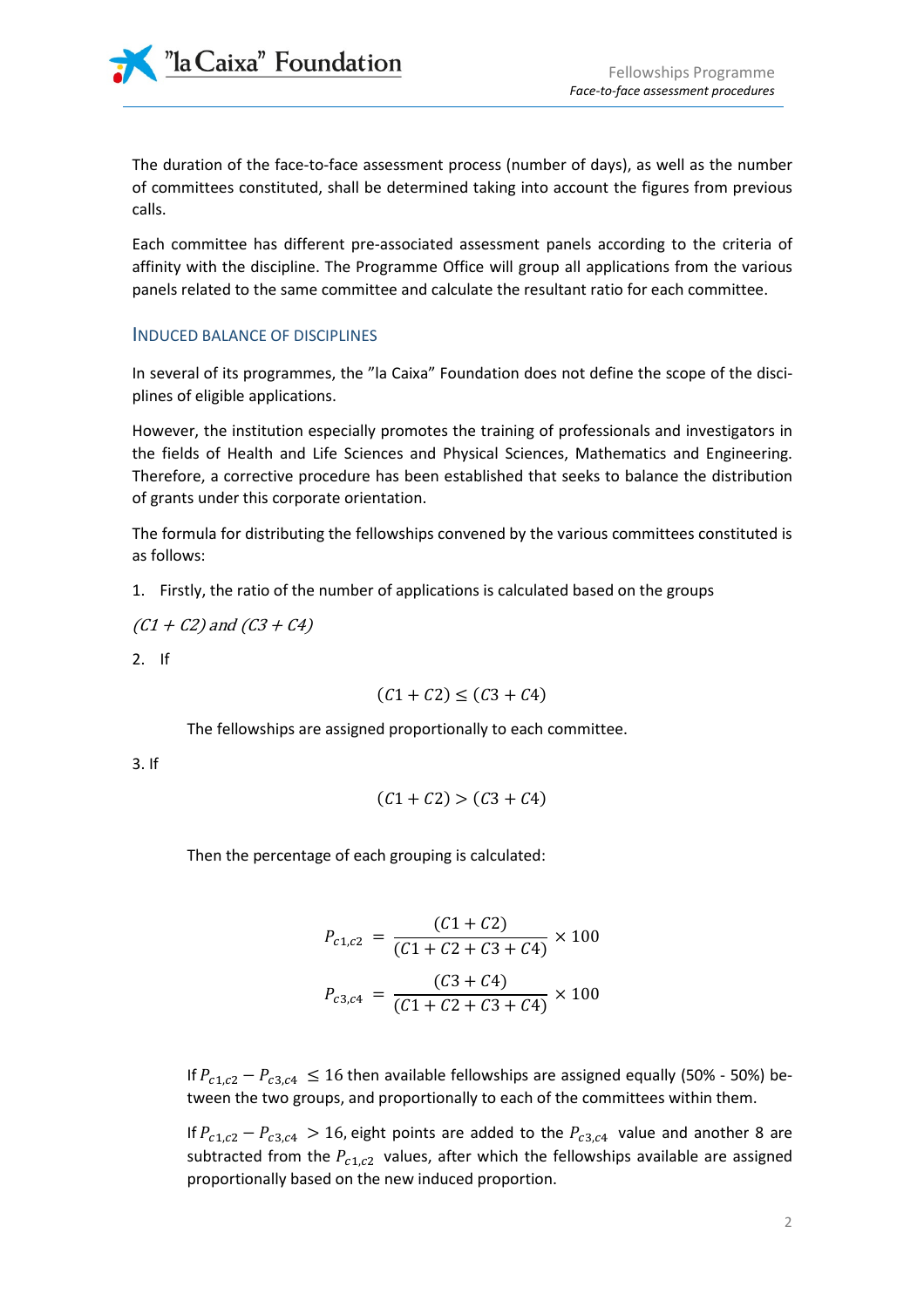The duration of the face-to-face assessment process (number of days), as well as the number of committees constituted, shall be determined taking into account the figures from previous calls.

Each committee has different pre-associated assessment panels according to the criteria of affinity with the discipline. The Programme Office will group all applications from the various panels related to the same committee and calculate the resultant ratio for each committee.

## INDUCED BALANCE OF DISCIPLINES

In several of its programmes, the "la Caixa" Foundation does not define the scope of the disciplines of eligible applications.

However, the institution especially promotes the training of professionals and investigators in the fields of Health and Life Sciences and Physical Sciences, Mathematics and Engineering. Therefore, a corrective procedure has been established that seeks to balance the distribution of grants under this corporate orientation.

The formula for distributing the fellowships convened by the various committees constituted is as follows:

1. Firstly, the ratio of the number of applications is calculated based on the groups

$(C1 + C2)$ and $(C3 + C4)$

2. If

$$(C1 + C2) \leq (C3 + C4)$$

The fellowships are assigned proportionally to each committee.

3. If

$$(C1 + C2) > (C3 + C4)$$

Then the percentage of each grouping is calculated:

$$P_{c1,c2} = \frac{(C1 + C2)}{(C1 + C2 + C3 + C4)} \times 100$$

$$P_{c3,c4} = \frac{(C3 + C4)}{(C1 + C2 + C3 + C4)} \times 100$$

If $P_{c1,c2} - P_{c3,c4} \leq 16$ then available fellowships are assigned equally (50% - 50%) between the two groups, and proportionally to each of the committees within them.

If $P_{c1,c2} - P_{c3,c4} > 16$, eight points are added to the $P_{c3,c4}$ value and another 8 are subtracted from the $P_{c1,c2}$ values, after which the fellowships available are assigned proportionally based on the new induced proportion.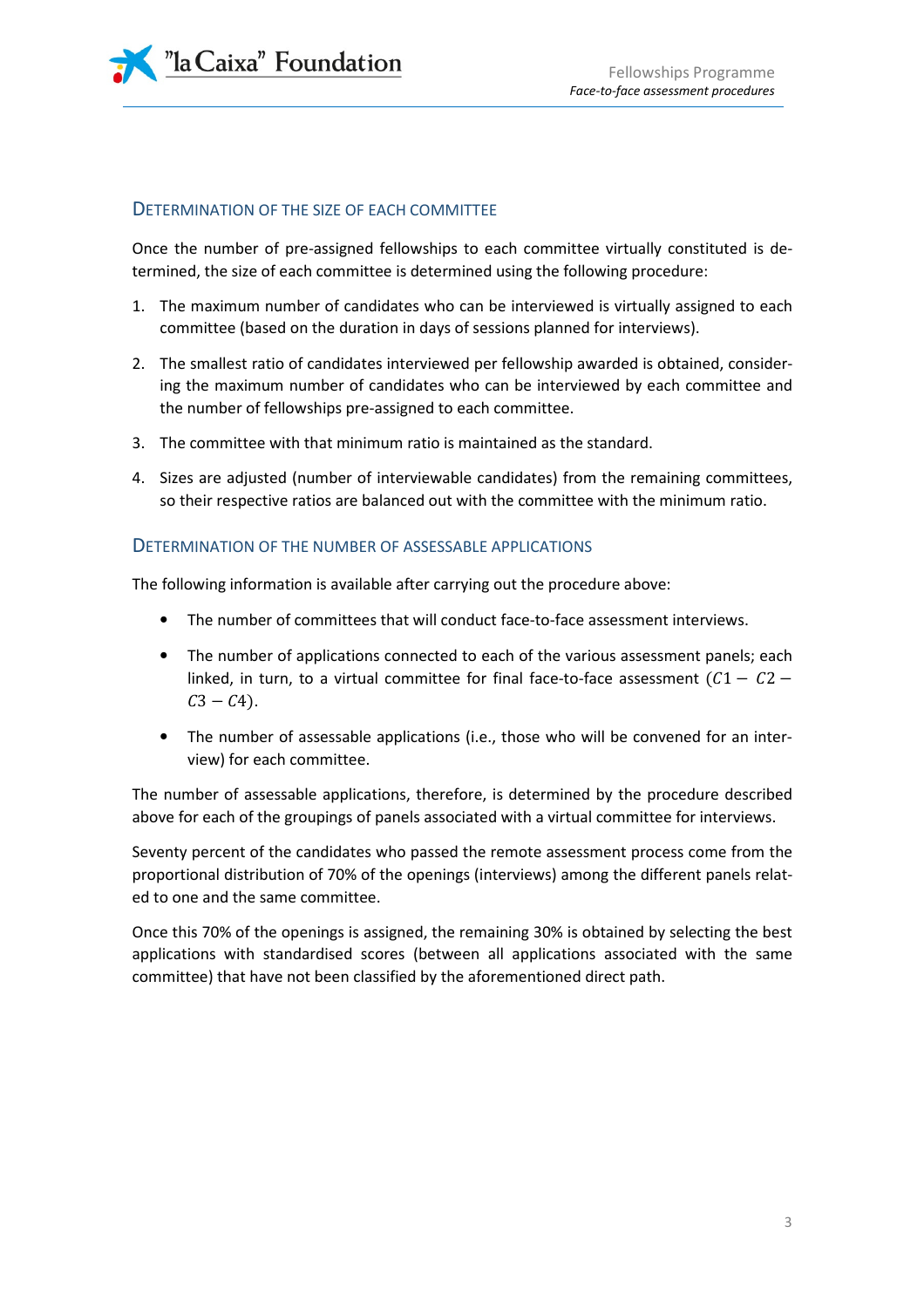## Determination of the size of each committee

Once the number of pre-assigned fellowships to each committee virtually constituted is determined, the size of each committee is determined using the following procedure:

1. The maximum number of candidates who can be interviewed is virtually assigned to each committee (based on the duration in days of sessions planned for interviews).
2. The smallest ratio of candidates interviewed per fellowship awarded is obtained, considering the maximum number of candidates who can be interviewed by each committee and the number of fellowships pre-assigned to each committee.
3. The committee with that minimum ratio is maintained as the standard.
4. Sizes are adjusted (number of interviewable candidates) from the remaining committees, so their respective ratios are balanced out with the committee with the minimum ratio.

## Determination of the number of assessable applications

The following information is available after carrying out the procedure above:

- The number of committees that will conduct face-to-face assessment interviews.
- The number of applications connected to each of the various assessment panels; each linked, in turn, to a virtual committee for final face-to-face assessment ($C1 - C2 - C3 - C4$).
- The number of assessable applications (i.e., those who will be convened for an interview) for each committee.

The number of assessable applications, therefore, is determined by the procedure described above for each of the groupings of panels associated with a virtual committee for interviews.

Seventy percent of the candidates who passed the remote assessment process come from the proportional distribution of 70% of the openings (interviews) among the different panels related to one and the same committee.

Once this 70% of the openings is assigned, the remaining 30% is obtained by selecting the best applications with standardised scores (between all applications associated with the same committee) that have not been classified by the aforementioned direct path.